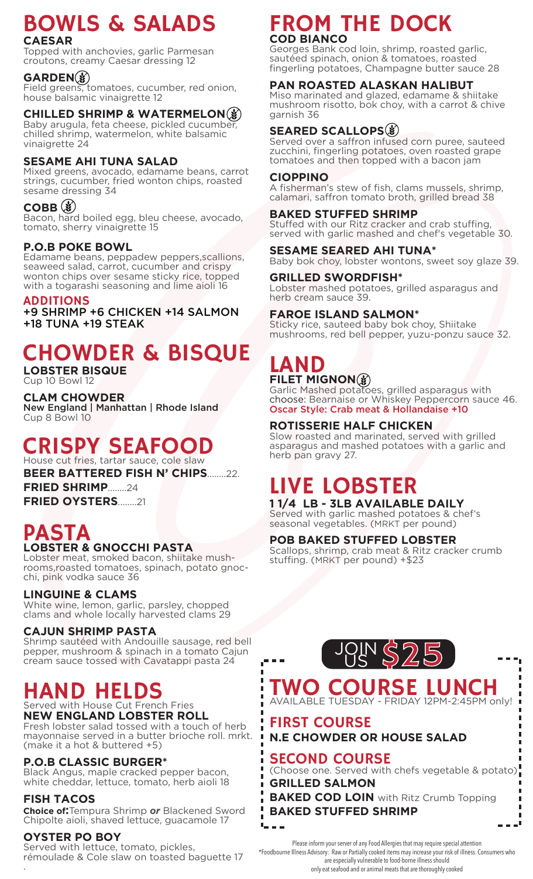# BOWLS & SALADS

**CAESAR**
Topped with anchovies, garlic Parmesan croutons, creamy Caesar dressing 12

**GARDEN**
Field greens, tomatoes, cucumber, red onion, house balsamic vinaigrette 12

**CHILLED SHRIMP & WATERMELON**
Baby arugula, feta cheese, pickled cucumber, chilled shrimp, watermelon, white balsamic vinaigrette 24

**SESAME AHI TUNA SALAD**
Mixed greens, avocado, edamame beans, carrot strings, cucumber, fried wonton chips, roasted sesame dressing 34

**COBB**
Bacon, hard boiled egg, bleu cheese, avocado, tomato, sherry vinaigrette 15

**P.O.B POKE BOWL**
Edamame beans, peppadew peppers,scallions, seaweed salad, carrot, cucumber and crispy wonton chips over sesame sticky rice, topped with a togarashi seasoning and lime aioli 16

**ADDITIONS**
**+9 SHRIMP +6 CHICKEN +14 SALMON +18 TUNA +19 STEAK**

# CHOWDER & BISQUE

**LOBSTER BISQUE**
Cup 10 Bowl 12

**CLAM CHOWDER**
New England | Manhattan | Rhode Island
Cup 8 Bowl 10

# CRISPY SEAFOOD

House cut fries, tartar sauce, cole slaw

**BEER BATTERED FISH N' CHIPS**........22.
**FRIED SHRIMP**........24
**FRIED OYSTERS**........21

# PASTA

**LOBSTER & GNOCCHI PASTA**
Lobster meat, smoked bacon, shiitake mushrooms,roasted tomatoes, spinach, potato gnocchi, pink vodka sauce 36

**LINGUINE & CLAMS**
White wine, lemon, garlic, parsley, chopped clams and whole locally harvested clams 29

**CAJUN SHRIMP PASTA**
Shrimp sautéed with Andouille sausage, red bell pepper, mushroom & spinach in a tomato Cajun cream sauce tossed with Cavatappi pasta 24

# HAND HELDS

Served with House Cut French Fries

**NEW ENGLAND LOBSTER ROLL**
Fresh lobster salad tossed with a touch of herb mayonnaise served in a butter brioche roll. mrkt. (make it a hot & buttered +5)

**P.O.B CLASSIC BURGER***
Black Angus, maple cracked pepper bacon, white cheddar, lettuce, tomato, herb aioli 18

**FISH TACOS**
**Choice of:**Tempura Shrimp ***or*** Blackened Sword Chipolte aioli, shaved lettuce, guacamole 17

**OYSTER PO BOY**
Served with lettuce, tomato, pickles, rémoulade & Cole slaw on toasted baguette 17

# FROM THE DOCK

**COD BIANCO**
Georges Bank cod loin, shrimp, roasted garlic, sautéed spinach, onion & tomatoes, roasted fingerling potatoes, Champagne butter sauce 28

**PAN ROASTED ALASKAN HALIBUT**
Miso marinated and glazed, edamame & shiitake mushroom risotto, bok choy, with a carrot & chive garnish 36

**SEARED SCALLOPS**
Served over a saffron infused corn puree, sauteed zucchini, fingerling potatoes, oven roasted grape tomatoes and then topped with a bacon jam

**CIOPPINO**
A fisherman's stew of fish, clams mussels, shrimp, calamari, saffron tomato broth, grilled bread 38

**BAKED STUFFED SHRIMP**
Stuffed with our Ritz cracker and crab stuffing, served with garlic mashed and chef's vegetable 30.

**SESAME SEARED AHI TUNA***
Baby bok choy, lobster wontons, sweet soy glaze 39.

**GRILLED SWORDFISH***
Lobster mashed potatoes, grilled asparagus and herb cream sauce 39.

**FAROE ISLAND SALMON***
Sticky rice, sauteed baby bok choy, Shiitake mushrooms, red bell pepper, yuzu-ponzu sauce 32.

# LAND

**FILET MIGNON**
Garlic Mashed potatoes, grilled asparagus with choose: Bearnaise or Whiskey Peppercorn sauce 46.
Oscar Style: Crab meat & Hollandaise +10

**ROTISSERIE HALF CHICKEN**
Slow roasted and marinated, served with grilled asparagus and mashed potatoes with a garlic and herb pan gravy 27.

# LIVE LOBSTER

**1 1/4 LB - 3LB AVAILABLE DAILY**
Served with garlic mashed potatoes & chef's seasonal vegetables. (MRKT per pound)

**POB BAKED STUFFED LOBSTER**
Scallops, shrimp, crab meat & Ritz cracker crumb stuffing. (MRKT per pound) +$23

JOIN US **$25**

# TWO COURSE LUNCH

AVAILABLE TUESDAY - FRIDAY 12PM-2:45PM only!

## FIRST COURSE

**N.E CHOWDER OR HOUSE SALAD**

## SECOND COURSE

(Choose one. Served with chefs vegetable & potato)

**GRILLED SALMON**
**BAKED COD LOIN** with Ritz Crumb Topping
**BAKED STUFFED SHRIMP**

Please inform your server of any Food Allergies that may require special attention
*Foodbourne Illness Advisory: Raw or Partially cooked items may increase your risk of illness. Consumers who are especially vulnerable to food-borne illness should only eat seafood and or animal meats that are thoroughly cooked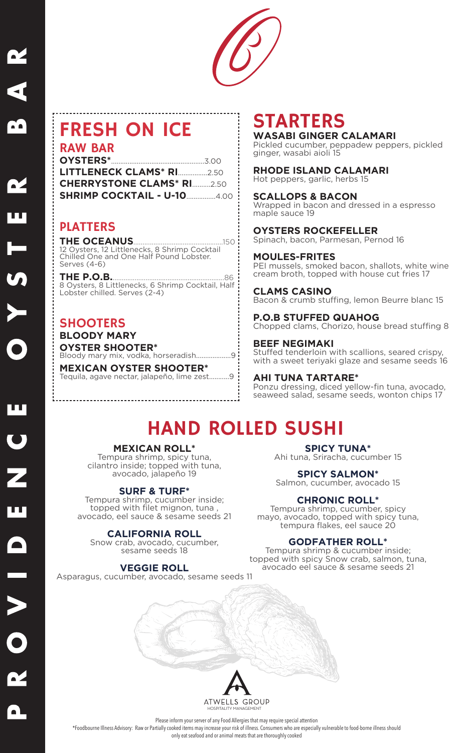PROVIDENCE OYSTER BAR

# FRESH ON ICE

## RAW BAR

**OYSTERS*** ....................3.00
**LITTLENECK CLAMS* RI** ....................2.50
**CHERRYSTONE CLAMS* RI** ....................2.50
**SHRIMP COCKTAIL - U-10** ....................4.00

## PLATTERS

**THE OCEANUS** ....................150
12 Oysters, 12 Littlenecks, 8 Shrimp Cocktail Chilled One and One Half Pound Lobster. Serves (4-6)

**THE P.O.B.** ....................86
8 Oysters, 8 Littlenecks, 6 Shrimp Cocktail, Half Lobster chilled. Serves (2-4)

## SHOOTERS

**BLOODY MARY OYSTER SHOOTER***
Bloody mary mix, vodka, horseradish....................9

**MEXICAN OYSTER SHOOTER***
Tequila, agave nectar, jalapeño, lime zest....................9

# STARTERS

**WASABI GINGER CALAMARI**
Pickled cucumber, peppadew peppers, pickled ginger, wasabi aioli 15

**RHODE ISLAND CALAMARI**
Hot peppers, garlic, herbs 15

**SCALLOPS & BACON**
Wrapped in bacon and dressed in a espresso maple sauce 19

**OYSTERS ROCKEFELLER**
Spinach, bacon, Parmesan, Pernod 16

**MOULES-FRITES**
PEI mussels, smoked bacon, shallots, white wine cream broth, topped with house cut fries 17

**CLAMS CASINO**
Bacon & crumb stuffing, lemon Beurre blanc 15

**P.O.B STUFFED QUAHOG**
Chopped clams, Chorizo, house bread stuffing 8

**BEEF NEGIMAKI**
Stuffed tenderloin with scallions, seared crispy, with a sweet teriyaki glaze and sesame seeds 16

**AHI TUNA TARTARE***
Ponzu dressing, diced yellow-fin tuna, avocado, seaweed salad, sesame seeds, wonton chips 17

# HAND ROLLED SUSHI

**MEXICAN ROLL***
Tempura shrimp, spicy tuna, cilantro inside; topped with tuna, avocado, jalapeño 19

**SURF & TURF***
Tempura shrimp, cucumber inside; topped with filet mignon, tuna , avocado, eel sauce & sesame seeds 21

**CALIFORNIA ROLL**
Snow crab, avocado, cucumber, sesame seeds 18

**VEGGIE ROLL**
Asparagus, cucumber, avocado, sesame seeds 11

**SPICY TUNA***
Ahi tuna, Sriracha, cucumber 15

**SPICY SALMON***
Salmon, cucumber, avocado 15

**CHRONIC ROLL***
Tempura shrimp, cucumber, spicy mayo, avocado, topped with spicy tuna, tempura flakes, eel sauce 20

**GODFATHER ROLL***
Tempura shrimp & cucumber inside; topped with spicy Snow crab, salmon, tuna, avocado eel sauce & sesame seeds 21

ATWELLS GROUP
HOSPITALITY MANAGEMENT

Please inform your server of any Food Allergies that may require special attention

*Foodbourne Illness Advisory: Raw or Partially cooked items may increase your risk of illness. Consumers who are especially vulnerable to food-borne illness should only eat seafood and or animal meats that are thoroughly cooked